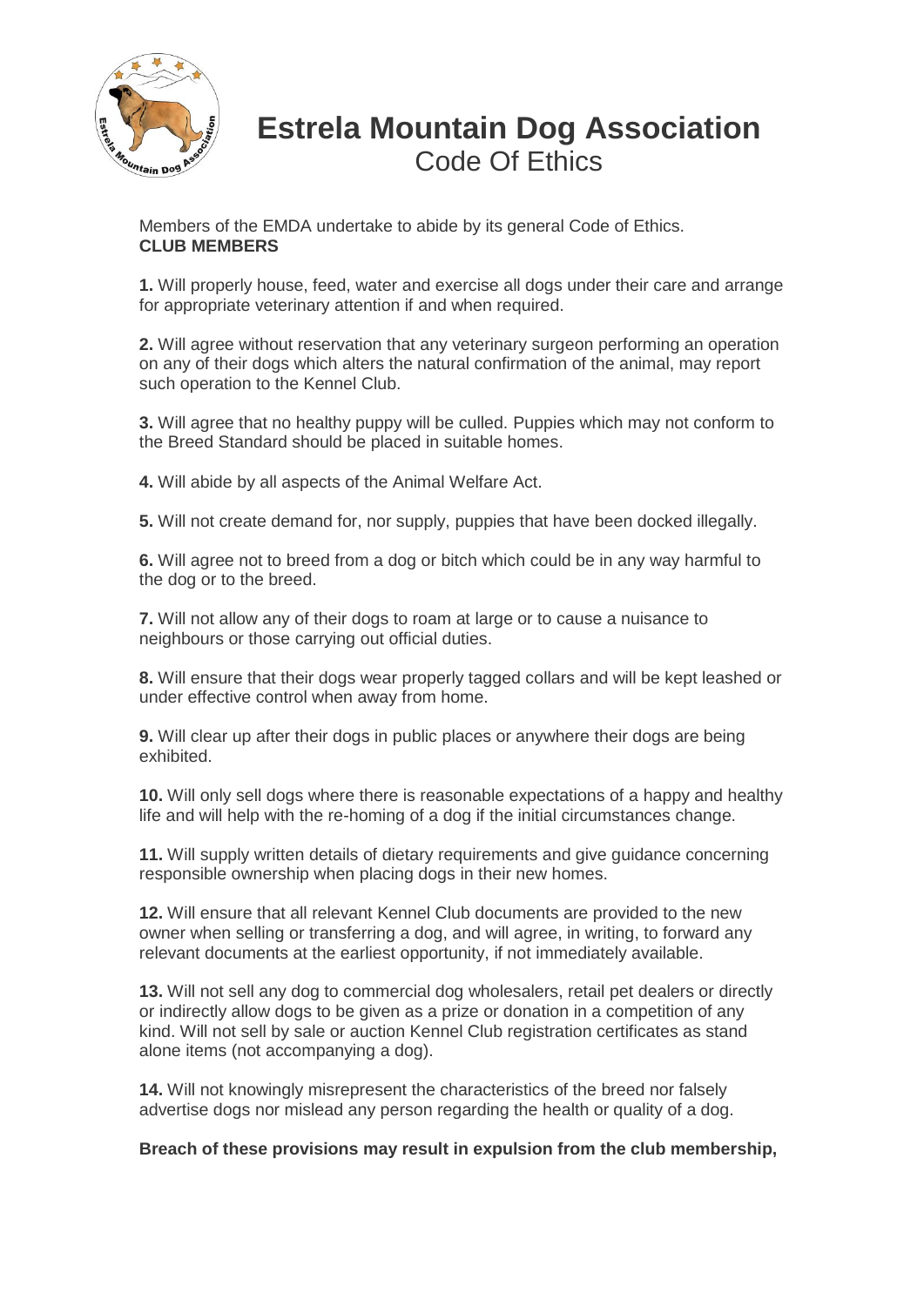# Estrela Mountain Dog Association

## Code Of Ethics

Members of the EMDA undertake to abide by its general Code of Ethics.
**CLUB MEMBERS**

**1.** Will properly house, feed, water and exercise all dogs under their care and arrange for appropriate veterinary attention if and when required.

**2.** Will agree without reservation that any veterinary surgeon performing an operation on any of their dogs which alters the natural confirmation of the animal, may report such operation to the Kennel Club.

**3.** Will agree that no healthy puppy will be culled. Puppies which may not conform to the Breed Standard should be placed in suitable homes.

**4.** Will abide by all aspects of the Animal Welfare Act.

**5.** Will not create demand for, nor supply, puppies that have been docked illegally.

**6.** Will agree not to breed from a dog or bitch which could be in any way harmful to the dog or to the breed.

**7.** Will not allow any of their dogs to roam at large or to cause a nuisance to neighbours or those carrying out official duties.

**8.** Will ensure that their dogs wear properly tagged collars and will be kept leashed or under effective control when away from home.

**9.** Will clear up after their dogs in public places or anywhere their dogs are being exhibited.

**10.** Will only sell dogs where there is reasonable expectations of a happy and healthy life and will help with the re-homing of a dog if the initial circumstances change.

**11.** Will supply written details of dietary requirements and give guidance concerning responsible ownership when placing dogs in their new homes.

**12.** Will ensure that all relevant Kennel Club documents are provided to the new owner when selling or transferring a dog, and will agree, in writing, to forward any relevant documents at the earliest opportunity, if not immediately available.

**13.** Will not sell any dog to commercial dog wholesalers, retail pet dealers or directly or indirectly allow dogs to be given as a prize or donation in a competition of any kind. Will not sell by sale or auction Kennel Club registration certificates as stand alone items (not accompanying a dog).

**14.** Will not knowingly misrepresent the characteristics of the breed nor falsely advertise dogs nor mislead any person regarding the health or quality of a dog.

**Breach of these provisions may result in expulsion from the club membership,**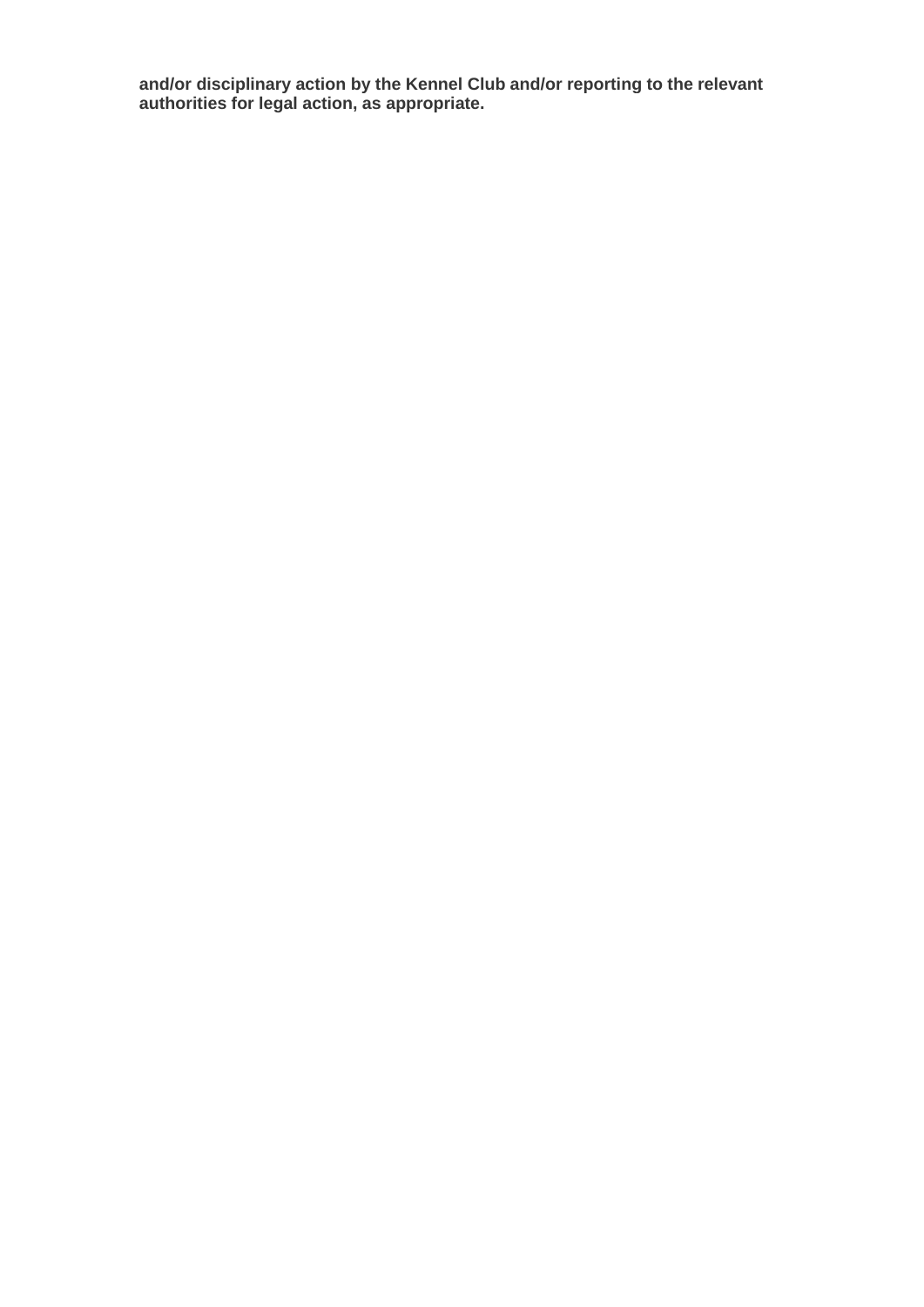**and/or disciplinary action by the Kennel Club and/or reporting to the relevant authorities for legal action, as appropriate.**